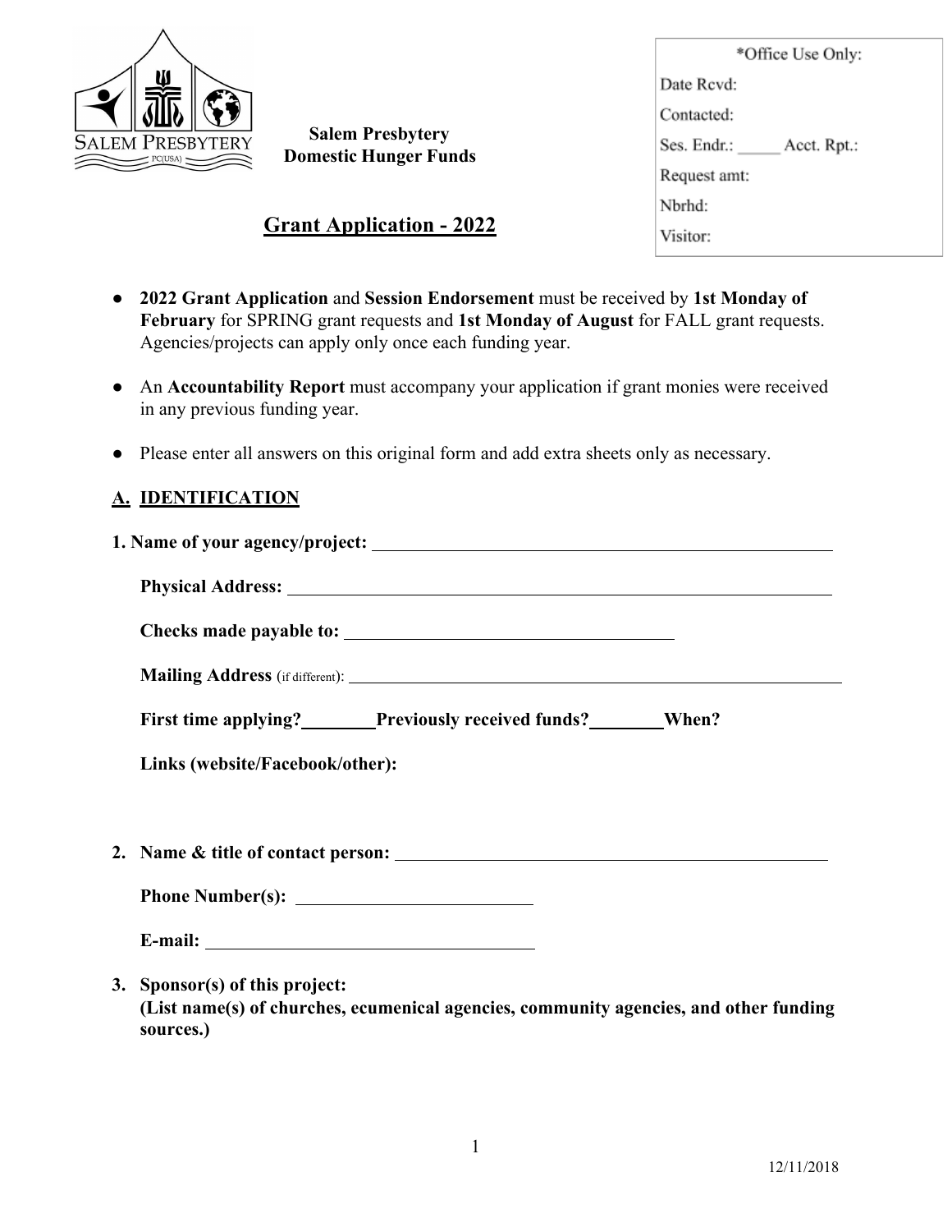Salem Presbytery
Domestic Hunger Funds

*Office Use Only:
Date Rcvd:
Contacted:
Ses. Endr.: _____ Acct. Rpt.:
Request amt:
Nbrhd:
Visitor:

# Grant Application - 2022

- **2022 Grant Application** and **Session Endorsement** must be received by **1st Monday of February** for SPRING grant requests and **1st Monday of August** for FALL grant requests. Agencies/projects can apply only once each funding year.
- An **Accountability Report** must accompany your application if grant monies were received in any previous funding year.
- Please enter all answers on this original form and add extra sheets only as necessary.

## A. IDENTIFICATION

**1. Name of your agency/project:** ____________________________________________

**Physical Address:** ____________________________________________

**Checks made payable to:** ______________________________

**Mailing Address** (if different): ____________________________________________

**First time applying?**________**Previously received funds?**________**When?**

**Links (website/Facebook/other):**

**2. Name & title of contact person:** ____________________________________________

**Phone Number(s):** ____________________

**E-mail:** ______________________________

**3. Sponsor(s) of this project:**
**(List name(s) of churches, ecumenical agencies, community agencies, and other funding sources.)**

12/11/2018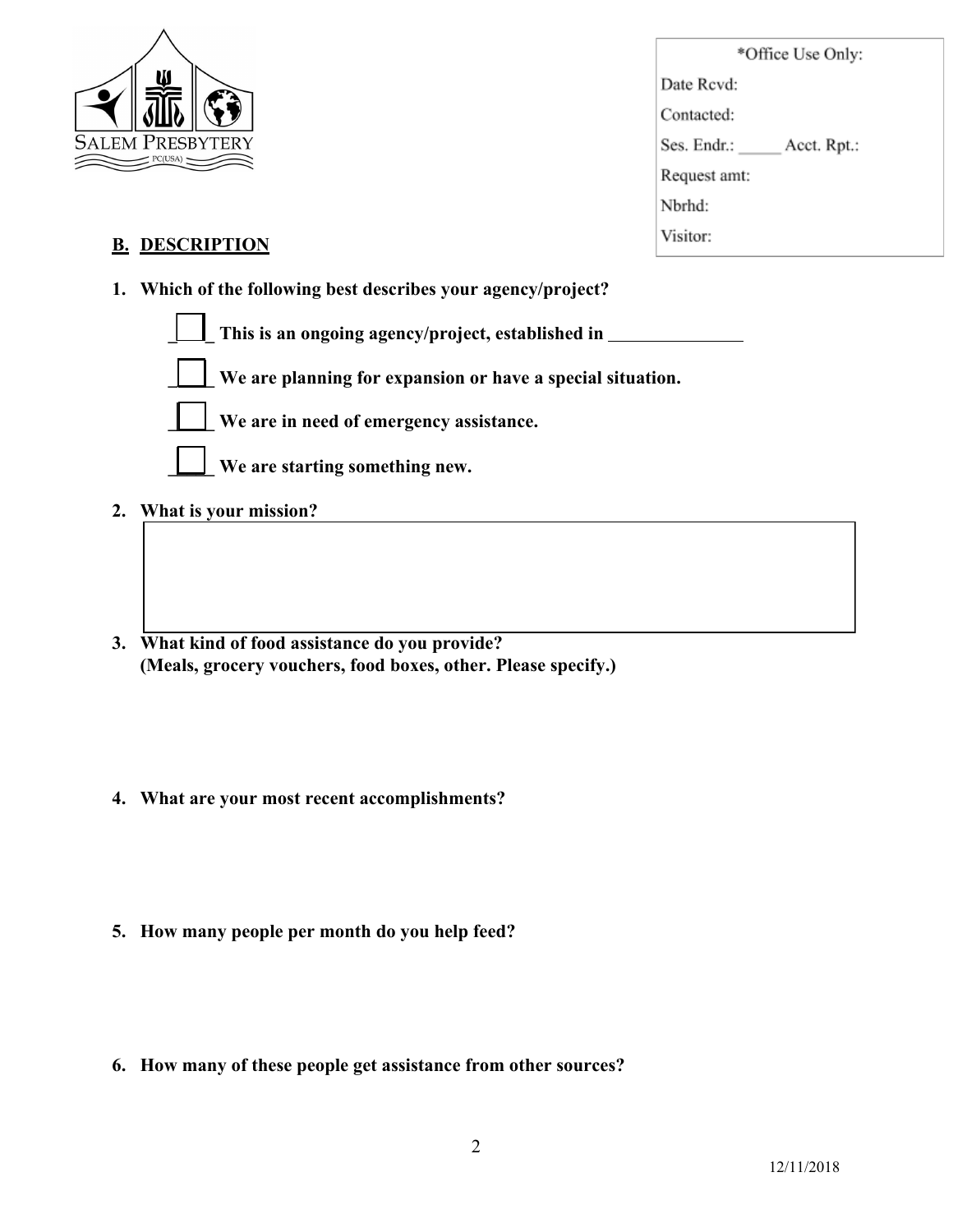| *Office Use Only: |
| --- |
| Date Rcvd: |
| Contacted: |
| Ses. Endr.: _____ Acct. Rpt.: |
| Request amt: |
| Nbrhd: |
| Visitor: |

## B. DESCRIPTION

**1. Which of the following best describes your agency/project?**

- ☐ **This is an ongoing agency/project, established in ______________**
- ☐ **We are planning for expansion or have a special situation.**
- ☐ **We are in need of emergency assistance.**
- ☐ **We are starting something new.**

**2. What is your mission?**

**3. What kind of food assistance do you provide? (Meals, grocery vouchers, food boxes, other. Please specify.)**

**4. What are your most recent accomplishments?**

**5. How many people per month do you help feed?**

**6. How many of these people get assistance from other sources?**

12/11/2018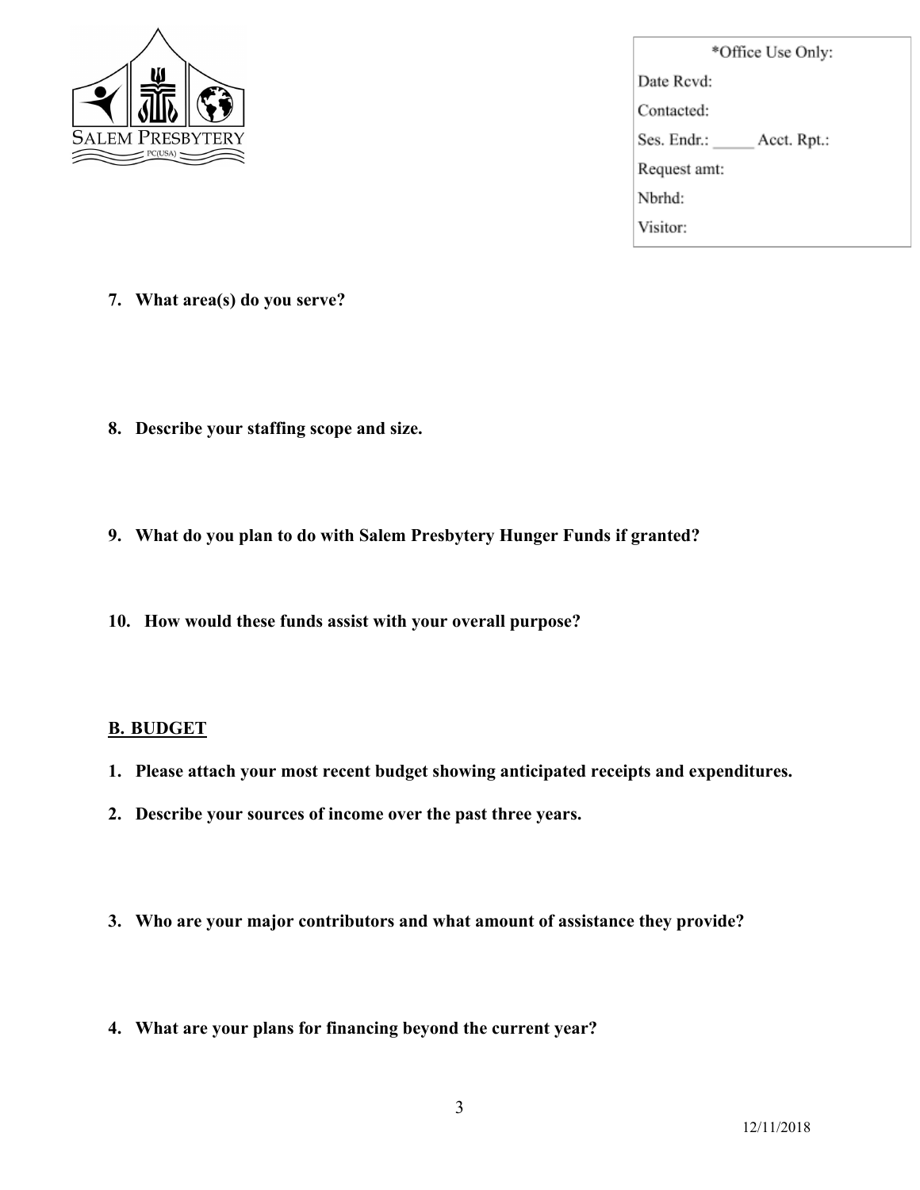| *Office Use Only: |
| --- |
| Date Rcvd: |
| Contacted: |
| Ses. Endr.: _____ Acct. Rpt.: |
| Request amt: |
| Nbrhd: |
| Visitor: |

7. **What area(s) do you serve?**

8. **Describe your staffing scope and size.**

9. **What do you plan to do with Salem Presbytery Hunger Funds if granted?**

10. **How would these funds assist with your overall purpose?**

## B. BUDGET

1. **Please attach your most recent budget showing anticipated receipts and expenditures.**
2. **Describe your sources of income over the past three years.**

3. **Who are your major contributors and what amount of assistance they provide?**

4. **What are your plans for financing beyond the current year?**

12/11/2018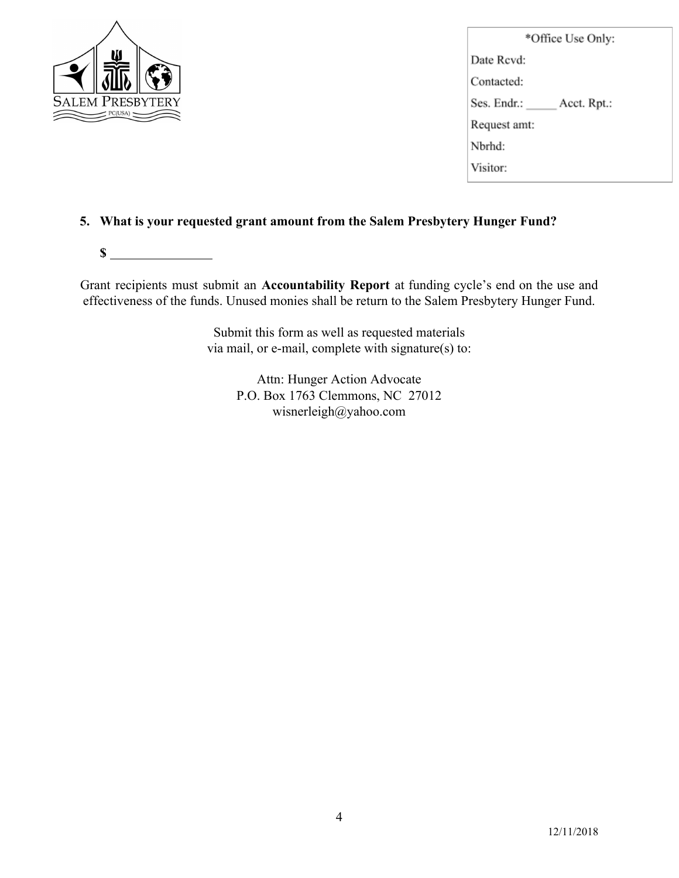| *Office Use Only: |
| --- |
| Date Rcvd: |
| Contacted: |
| Ses. Endr.: _____ Acct. Rpt.: |
| Request amt: |
| Nbrhd: |
| Visitor: |

**5. What is your requested grant amount from the Salem Presbytery Hunger Fund?**

**$** ______________

Grant recipients must submit an **Accountability Report** at funding cycle's end on the use and effectiveness of the funds. Unused monies shall be return to the Salem Presbytery Hunger Fund.

Submit this form as well as requested materials
via mail, or e-mail, complete with signature(s) to:

Attn: Hunger Action Advocate
P.O. Box 1763 Clemmons, NC 27012
wisnerleigh@yahoo.com

12/11/2018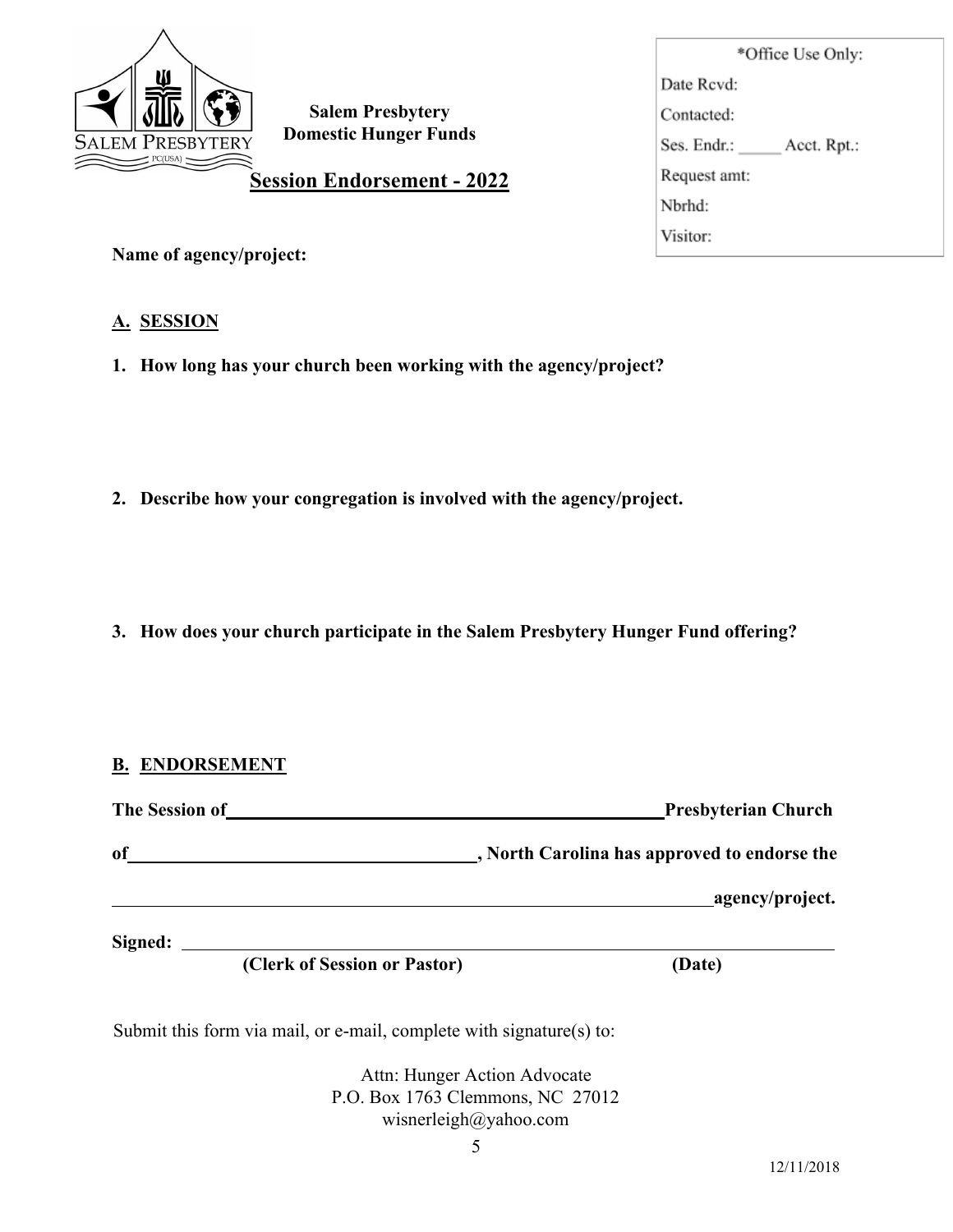**Salem Presbytery**
**Domestic Hunger Funds**

## Session Endorsement - 2022

| *Office Use Only: |
|---|
| Date Rcvd: |
| Contacted: |
| Ses. Endr.: _____ Acct. Rpt.: |
| Request amt: |
| Nbrhd: |
| Visitor: |

**Name of agency/project:**

### A. SESSION

1. **How long has your church been working with the agency/project?**

2. **Describe how your congregation is involved with the agency/project.**

3. **How does your church participate in the Salem Presbytery Hunger Fund offering?**

### B. ENDORSEMENT

**The Session of\_\_\_\_\_\_\_\_\_\_\_\_\_\_\_\_\_\_\_\_\_\_\_\_\_\_\_\_\_\_\_\_\_\_\_\_\_\_\_\_\_\_\_\_\_\_\_\_Presbyterian Church**

**of\_\_\_\_\_\_\_\_\_\_\_\_\_\_\_\_\_\_\_\_\_\_\_\_\_\_\_\_\_\_\_\_\_\_\_\_\_\_, North Carolina has approved to endorse the**

**\_\_\_\_\_\_\_\_\_\_\_\_\_\_\_\_\_\_\_\_\_\_\_\_\_\_\_\_\_\_\_\_\_\_\_\_\_\_\_\_\_\_\_\_\_\_\_\_\_\_\_\_\_\_\_\_\_\_\_\_\_\_\_\_\_\_\_agency/project.**

**Signed:** \_\_\_\_\_\_\_\_\_\_\_\_\_\_\_\_\_\_\_\_\_\_\_\_\_\_\_\_\_\_\_\_\_\_\_\_\_\_\_\_\_\_\_\_\_\_\_\_\_\_\_\_\_\_\_\_\_\_\_\_\_\_\_\_\_\_\_\_\_\_\_\_\_\_\_\_\_\_\_\_\_\_

**(Clerk of Session or Pastor)** **(Date)**

Submit this form via mail, or e-mail, complete with signature(s) to:

Attn: Hunger Action Advocate
P.O. Box 1763 Clemmons, NC 27012
wisnerleigh@yahoo.com

12/11/2018